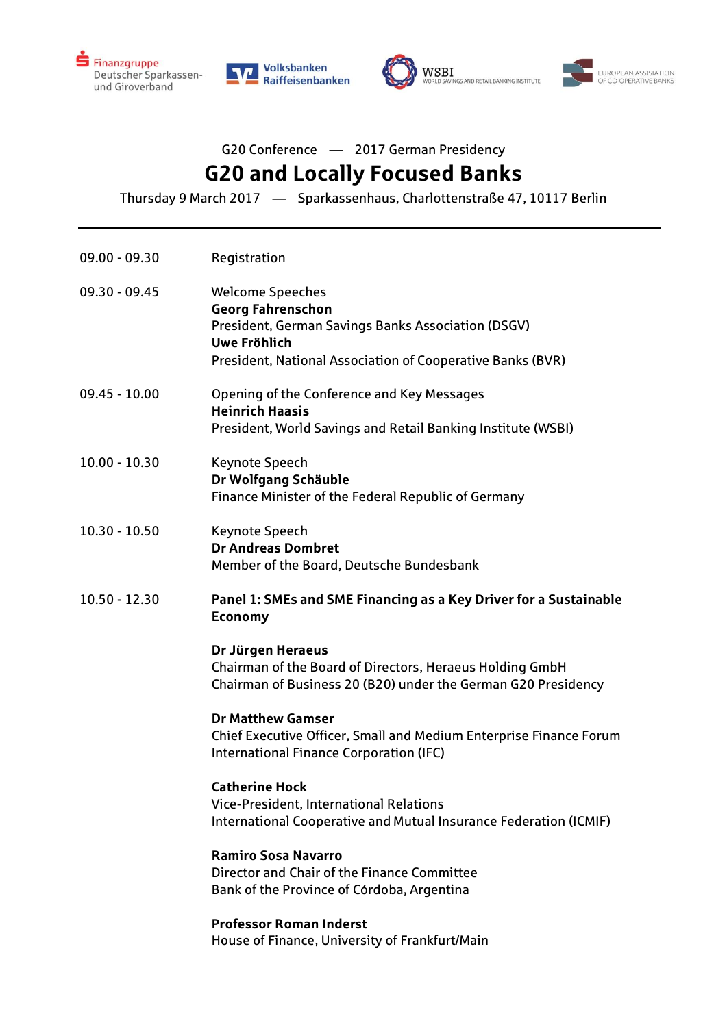Finanzgruppe Deutscher Sparkassen- und Giroverband

Volksbanken Raiffeisenbanken

WSBI WORLD SAVINGS AND RETAIL BANKING INSTITUTE

EUROPEAN ASSISIATION OF CO-OPERATIVE BANKS

G20 Conference — 2017 German Presidency

# G20 and Locally Focused Banks

Thursday 9 March 2017 — Sparkassenhaus, Charlottenstraße 47, 10117 Berlin

---

| | |
|---|---|
| 09.00 - 09.30 | Registration |
| 09.30 - 09.45 | Welcome Speeches<br>**Georg Fahrenschon**<br>President, German Savings Banks Association (DSGV)<br>**Uwe Fröhlich**<br>President, National Association of Cooperative Banks (BVR) |
| 09.45 - 10.00 | Opening of the Conference and Key Messages<br>**Heinrich Haasis**<br>President, World Savings and Retail Banking Institute (WSBI) |
| 10.00 - 10.30 | Keynote Speech<br>**Dr Wolfgang Schäuble**<br>Finance Minister of the Federal Republic of Germany |
| 10.30 - 10.50 | Keynote Speech<br>**Dr Andreas Dombret**<br>Member of the Board, Deutsche Bundesbank |
| 10.50 - 12.30 | **Panel 1: SMEs and SME Financing as a Key Driver for a Sustainable Economy**<br><br>**Dr Jürgen Heraeus**<br>Chairman of the Board of Directors, Heraeus Holding GmbH<br>Chairman of Business 20 (B20) under the German G20 Presidency<br><br>**Dr Matthew Gamser**<br>Chief Executive Officer, Small and Medium Enterprise Finance Forum<br>International Finance Corporation (IFC)<br><br>**Catherine Hock**<br>Vice-President, International Relations<br>International Cooperative and Mutual Insurance Federation (ICMIF)<br><br>**Ramiro Sosa Navarro**<br>Director and Chair of the Finance Committee<br>Bank of the Province of Córdoba, Argentina<br><br>**Professor Roman Inderst**<br>House of Finance, University of Frankfurt/Main |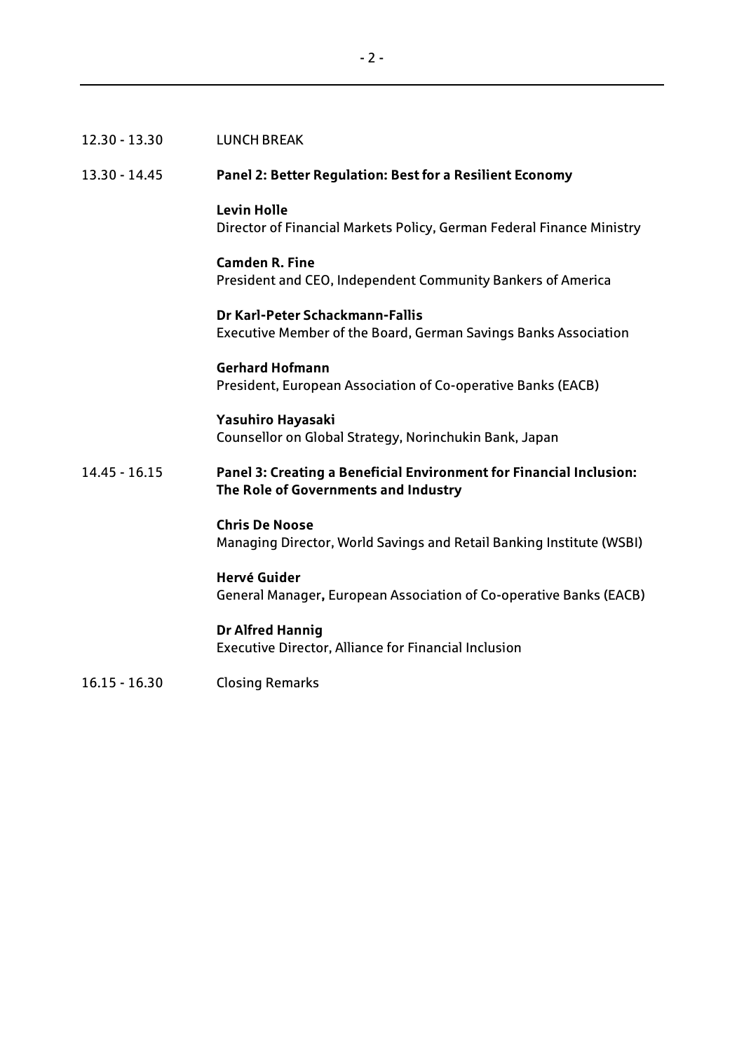12.30 - 13.30 LUNCH BREAK

13.30 - 14.45 **Panel 2: Better Regulation: Best for a Resilient Economy**

**Levin Holle**
Director of Financial Markets Policy, German Federal Finance Ministry

**Camden R. Fine**
President and CEO, Independent Community Bankers of America

**Dr Karl-Peter Schackmann-Fallis**
Executive Member of the Board, German Savings Banks Association

**Gerhard Hofmann**
President, European Association of Co-operative Banks (EACB)

**Yasuhiro Hayasaki**
Counsellor on Global Strategy, Norinchukin Bank, Japan

14.45 - 16.15 **Panel 3: Creating a Beneficial Environment for Financial Inclusion: The Role of Governments and Industry**

**Chris De Noose**
Managing Director, World Savings and Retail Banking Institute (WSBI)

**Hervé Guider**
General Manager**,** European Association of Co-operative Banks (EACB)

**Dr Alfred Hannig**
Executive Director, Alliance for Financial Inclusion

16.15 - 16.30 Closing Remarks